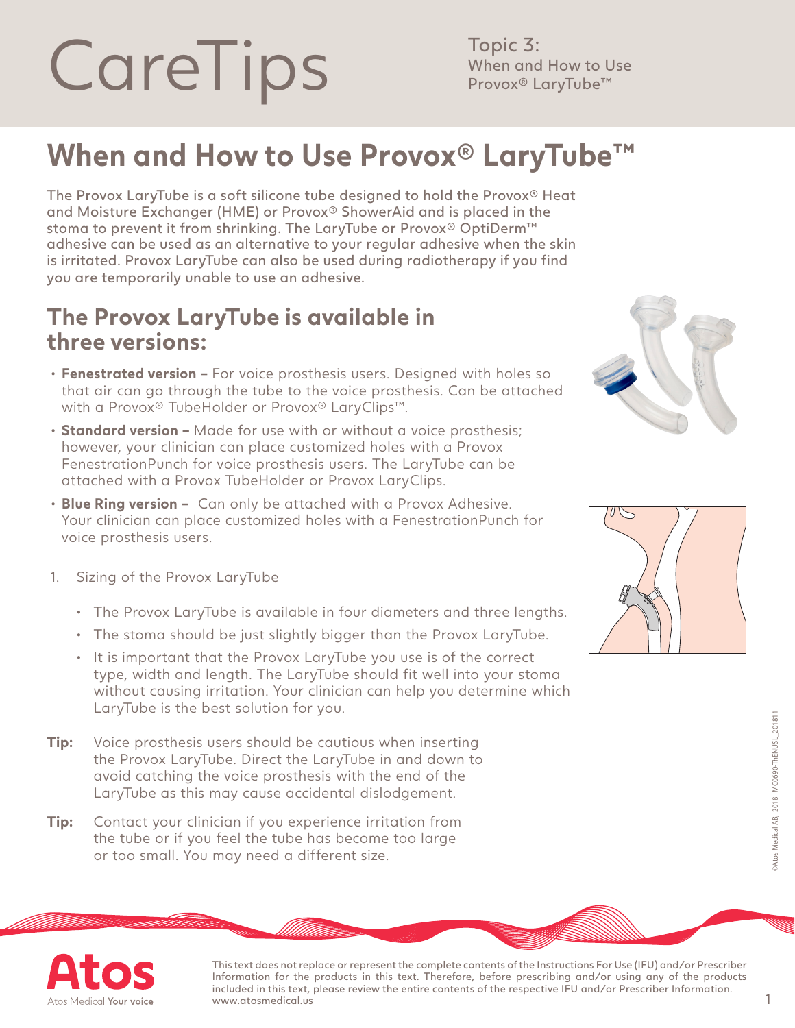# CareTips

Topic 3:
When and How to Use
Provox® LaryTube™

## When and How to Use Provox® LaryTube™

The Provox LaryTube is a soft silicone tube designed to hold the Provox® Heat and Moisture Exchanger (HME) or Provox® ShowerAid and is placed in the stoma to prevent it from shrinking. The LaryTube or Provox® OptiDerm™ adhesive can be used as an alternative to your regular adhesive when the skin is irritated. Provox LaryTube can also be used during radiotherapy if you find you are temporarily unable to use an adhesive.

## The Provox LaryTube is available in three versions:

- **Fenestrated version –** For voice prosthesis users. Designed with holes so that air can go through the tube to the voice prosthesis. Can be attached with a Provox® TubeHolder or Provox® LaryClips™.
- **Standard version –** Made for use with or without a voice prosthesis; however, your clinician can place customized holes with a Provox FenestrationPunch for voice prosthesis users. The LaryTube can be attached with a Provox TubeHolder or Provox LaryClips.
- **Blue Ring version –** Can only be attached with a Provox Adhesive. Your clinician can place customized holes with a FenestrationPunch for voice prosthesis users.

1. Sizing of the Provox LaryTube
   - The Provox LaryTube is available in four diameters and three lengths.
   - The stoma should be just slightly bigger than the Provox LaryTube.
   - It is important that the Provox LaryTube you use is of the correct type, width and length. The LaryTube should fit well into your stoma without causing irritation. Your clinician can help you determine which LaryTube is the best solution for you.

**Tip:** Voice prosthesis users should be cautious when inserting the Provox LaryTube. Direct the LaryTube in and down to avoid catching the voice prosthesis with the end of the LaryTube as this may cause accidental dislodgement.

**Tip:** Contact your clinician if you experience irritation from the tube or if you feel the tube has become too large or too small. You may need a different size.

©Atos Medical AB, 2018 MC0690-ThENUS1_201811

Atos Medical **Your voice**

This text does not replace or represent the complete contents of the Instructions For Use (IFU) and/or Prescriber Information for the products in this text. Therefore, before prescribing and/or using any of the products included in this text, please review the entire contents of the respective IFU and/or Prescriber Information. www.atosmedical.us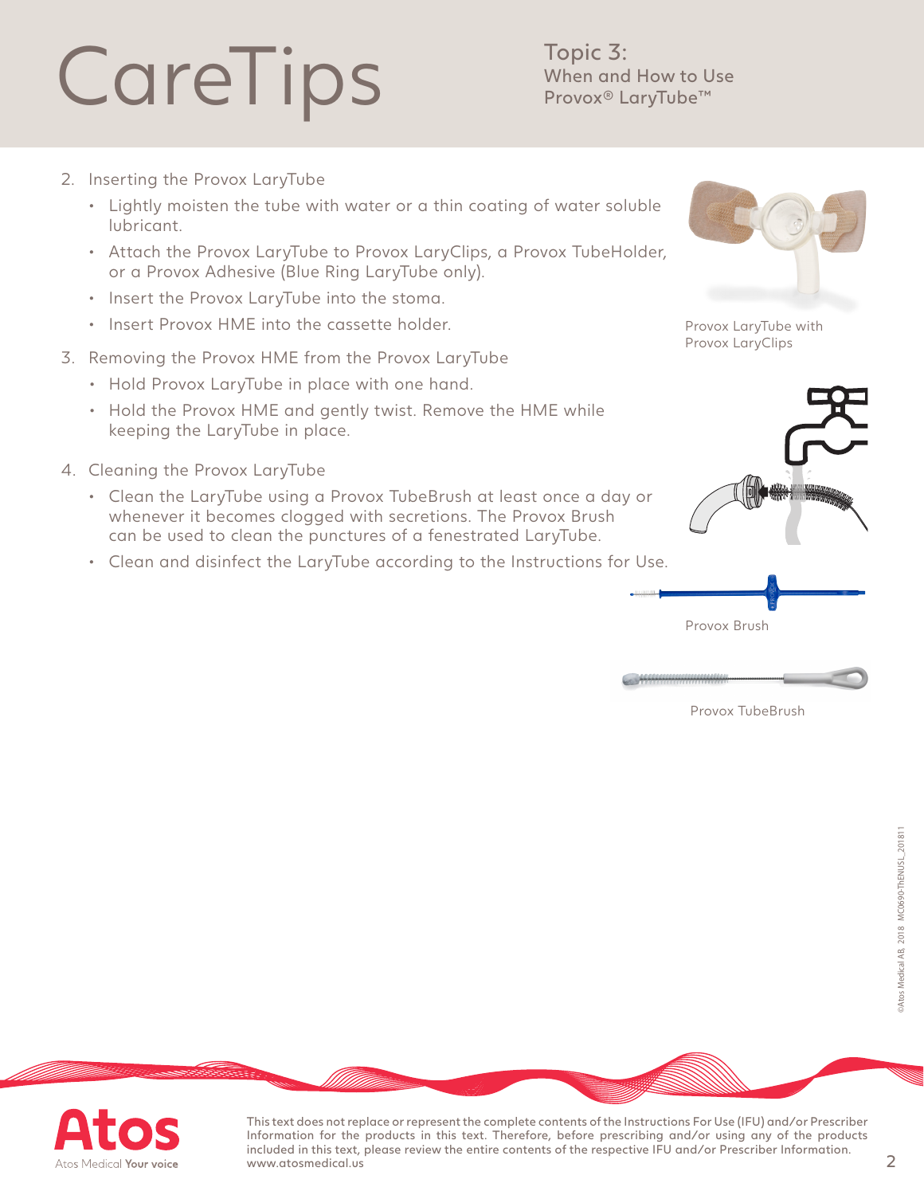# CareTips

## Topic 3: When and How to Use Provox® LaryTube™

2. Inserting the Provox LaryTube
   - Lightly moisten the tube with water or a thin coating of water soluble lubricant.
   - Attach the Provox LaryTube to Provox LaryClips, a Provox TubeHolder, or a Provox Adhesive (Blue Ring LaryTube only).
   - Insert the Provox LaryTube into the stoma.
   - Insert Provox HME into the cassette holder.
3. Removing the Provox HME from the Provox LaryTube
   - Hold Provox LaryTube in place with one hand.
   - Hold the Provox HME and gently twist. Remove the HME while keeping the LaryTube in place.
4. Cleaning the Provox LaryTube
   - Clean the LaryTube using a Provox TubeBrush at least once a day or whenever it becomes clogged with secretions. The Provox Brush can be used to clean the punctures of a fenestrated LaryTube.
   - Clean and disinfect the LaryTube according to the Instructions for Use.

Provox LaryTube with Provox LaryClips

Provox Brush

Provox TubeBrush

©Atos Medical AB, 2018 MC0690-ThENUSL_201811

Atos Medical **Your voice**

This text does not replace or represent the complete contents of the Instructions For Use (IFU) and/or Prescriber Information for the products in this text. Therefore, before prescribing and/or using any of the products included in this text, please review the entire contents of the respective IFU and/or Prescriber Information.
www.atosmedical.us